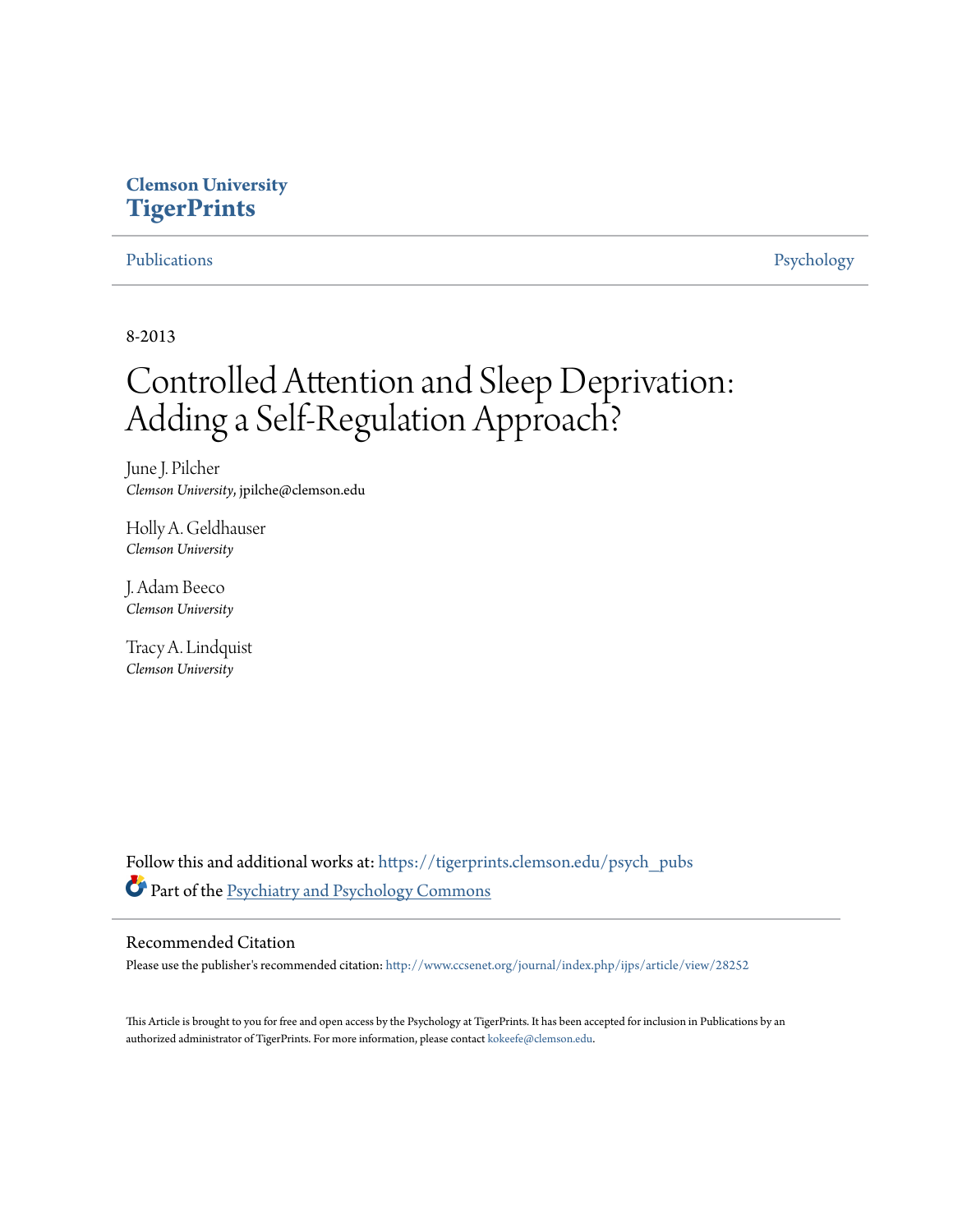Clemson University
**TigerPrints**

Publications | Psychology

8-2013

# Controlled Attention and Sleep Deprivation: Adding a Self-Regulation Approach?

June J. Pilcher
*Clemson University*, jpilche@clemson.edu

Holly A. Geldhauser
*Clemson University*

J. Adam Beeco
*Clemson University*

Tracy A. Lindquist
*Clemson University*

Follow this and additional works at: https://tigerprints.clemson.edu/psych_pubs

Part of the Psychiatry and Psychology Commons

## Recommended Citation

Please use the publisher's recommended citation: http://www.ccsenet.org/journal/index.php/ijps/article/view/28252

This Article is brought to you for free and open access by the Psychology at TigerPrints. It has been accepted for inclusion in Publications by an authorized administrator of TigerPrints. For more information, please contact kokeefe@clemson.edu.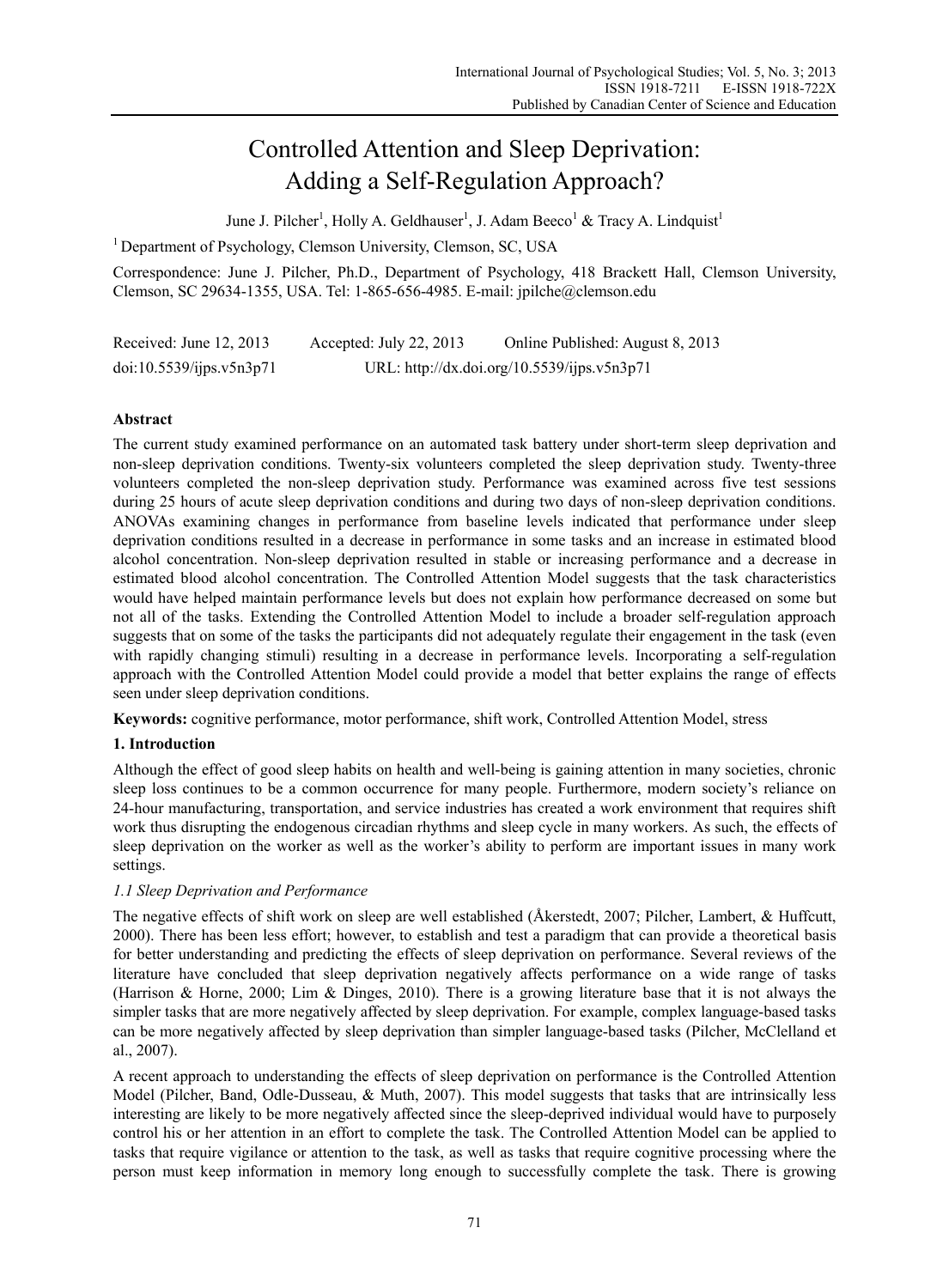# Controlled Attention and Sleep Deprivation: Adding a Self-Regulation Approach?

June J. Pilcher[1], Holly A. Geldhauser[1], J. Adam Beeco[1] & Tracy A. Lindquist[1]

[1] Department of Psychology, Clemson University, Clemson, SC, USA

Correspondence: June J. Pilcher, Ph.D., Department of Psychology, 418 Brackett Hall, Clemson University, Clemson, SC 29634-1355, USA. Tel: 1-865-656-4985. E-mail: jpilche@clemson.edu

Received: June 12, 2013 Accepted: July 22, 2013 Online Published: August 8, 2013

doi:10.5539/ijps.v5n3p71 URL: http://dx.doi.org/10.5539/ijps.v5n3p71

## Abstract

The current study examined performance on an automated task battery under short-term sleep deprivation and non-sleep deprivation conditions. Twenty-six volunteers completed the sleep deprivation study. Twenty-three volunteers completed the non-sleep deprivation study. Performance was examined across five test sessions during 25 hours of acute sleep deprivation conditions and during two days of non-sleep deprivation conditions. ANOVAs examining changes in performance from baseline levels indicated that performance under sleep deprivation conditions resulted in a decrease in performance in some tasks and an increase in estimated blood alcohol concentration. Non-sleep deprivation resulted in stable or increasing performance and a decrease in estimated blood alcohol concentration. The Controlled Attention Model suggests that the task characteristics would have helped maintain performance levels but does not explain how performance decreased on some but not all of the tasks. Extending the Controlled Attention Model to include a broader self-regulation approach suggests that on some of the tasks the participants did not adequately regulate their engagement in the task (even with rapidly changing stimuli) resulting in a decrease in performance levels. Incorporating a self-regulation approach with the Controlled Attention Model could provide a model that better explains the range of effects seen under sleep deprivation conditions.

**Keywords:** cognitive performance, motor performance, shift work, Controlled Attention Model, stress

## 1. Introduction

Although the effect of good sleep habits on health and well-being is gaining attention in many societies, chronic sleep loss continues to be a common occurrence for many people. Furthermore, modern society's reliance on 24-hour manufacturing, transportation, and service industries has created a work environment that requires shift work thus disrupting the endogenous circadian rhythms and sleep cycle in many workers. As such, the effects of sleep deprivation on the worker as well as the worker's ability to perform are important issues in many work settings.

### *1.1 Sleep Deprivation and Performance*

The negative effects of shift work on sleep are well established (Åkerstedt, 2007; Pilcher, Lambert, & Huffcutt, 2000). There has been less effort; however, to establish and test a paradigm that can provide a theoretical basis for better understanding and predicting the effects of sleep deprivation on performance. Several reviews of the literature have concluded that sleep deprivation negatively affects performance on a wide range of tasks (Harrison & Horne, 2000; Lim & Dinges, 2010). There is a growing literature base that it is not always the simpler tasks that are more negatively affected by sleep deprivation. For example, complex language-based tasks can be more negatively affected by sleep deprivation than simpler language-based tasks (Pilcher, McClelland et al., 2007).

A recent approach to understanding the effects of sleep deprivation on performance is the Controlled Attention Model (Pilcher, Band, Odle-Dusseau, & Muth, 2007). This model suggests that tasks that are intrinsically less interesting are likely to be more negatively affected since the sleep-deprived individual would have to purposely control his or her attention in an effort to complete the task. The Controlled Attention Model can be applied to tasks that require vigilance or attention to the task, as well as tasks that require cognitive processing where the person must keep information in memory long enough to successfully complete the task. There is growing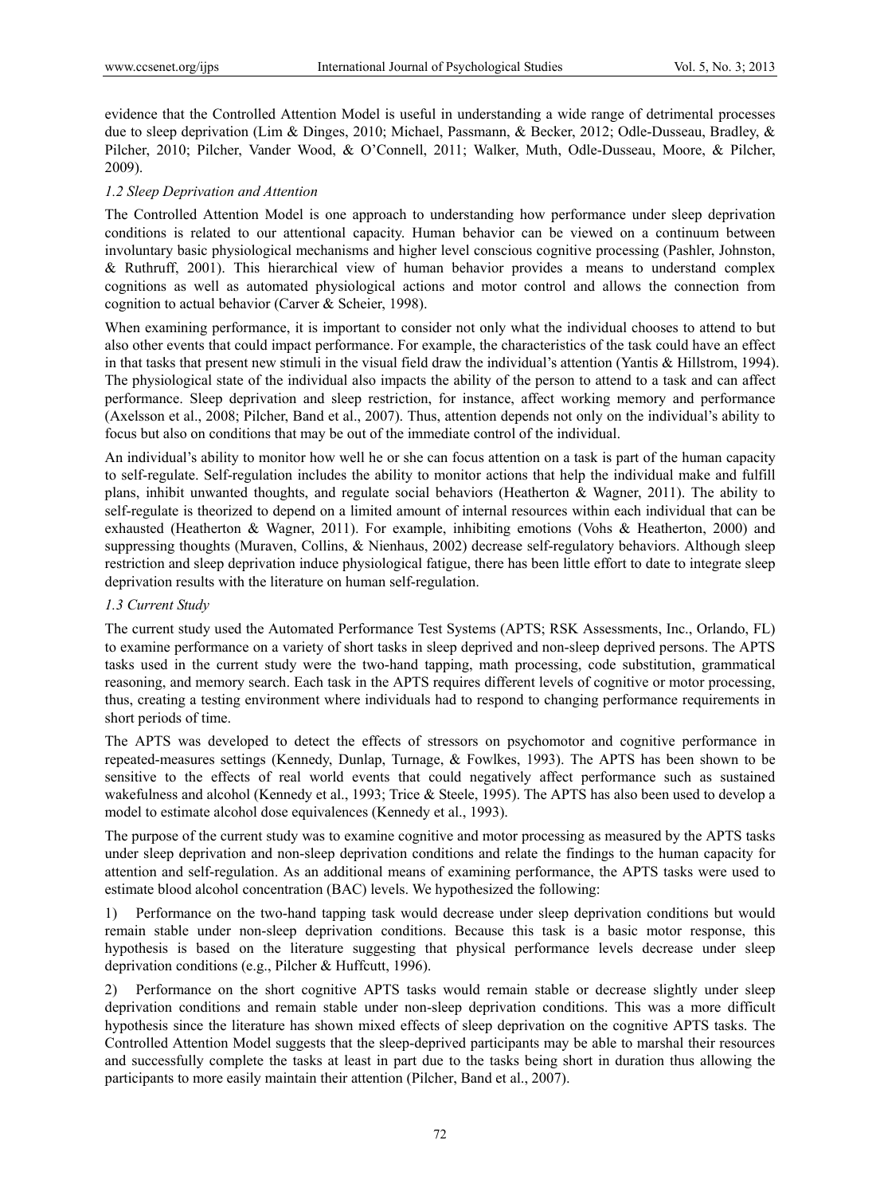evidence that the Controlled Attention Model is useful in understanding a wide range of detrimental processes due to sleep deprivation (Lim & Dinges, 2010; Michael, Passmann, & Becker, 2012; Odle-Dusseau, Bradley, & Pilcher, 2010; Pilcher, Vander Wood, & O'Connell, 2011; Walker, Muth, Odle-Dusseau, Moore, & Pilcher, 2009).

### *1.2 Sleep Deprivation and Attention*

The Controlled Attention Model is one approach to understanding how performance under sleep deprivation conditions is related to our attentional capacity. Human behavior can be viewed on a continuum between involuntary basic physiological mechanisms and higher level conscious cognitive processing (Pashler, Johnston, & Ruthruff, 2001). This hierarchical view of human behavior provides a means to understand complex cognitions as well as automated physiological actions and motor control and allows the connection from cognition to actual behavior (Carver & Scheier, 1998).

When examining performance, it is important to consider not only what the individual chooses to attend to but also other events that could impact performance. For example, the characteristics of the task could have an effect in that tasks that present new stimuli in the visual field draw the individual's attention (Yantis & Hillstrom, 1994). The physiological state of the individual also impacts the ability of the person to attend to a task and can affect performance. Sleep deprivation and sleep restriction, for instance, affect working memory and performance (Axelsson et al., 2008; Pilcher, Band et al., 2007). Thus, attention depends not only on the individual's ability to focus but also on conditions that may be out of the immediate control of the individual.

An individual's ability to monitor how well he or she can focus attention on a task is part of the human capacity to self-regulate. Self-regulation includes the ability to monitor actions that help the individual make and fulfill plans, inhibit unwanted thoughts, and regulate social behaviors (Heatherton & Wagner, 2011). The ability to self-regulate is theorized to depend on a limited amount of internal resources within each individual that can be exhausted (Heatherton & Wagner, 2011). For example, inhibiting emotions (Vohs & Heatherton, 2000) and suppressing thoughts (Muraven, Collins, & Nienhaus, 2002) decrease self-regulatory behaviors. Although sleep restriction and sleep deprivation induce physiological fatigue, there has been little effort to date to integrate sleep deprivation results with the literature on human self-regulation.

### *1.3 Current Study*

The current study used the Automated Performance Test Systems (APTS; RSK Assessments, Inc., Orlando, FL) to examine performance on a variety of short tasks in sleep deprived and non-sleep deprived persons. The APTS tasks used in the current study were the two-hand tapping, math processing, code substitution, grammatical reasoning, and memory search. Each task in the APTS requires different levels of cognitive or motor processing, thus, creating a testing environment where individuals had to respond to changing performance requirements in shorter periods of time.

The APTS was developed to detect the effects of stressors on psychomotor and cognitive performance in repeated-measures settings (Kennedy, Dunlap, Turnage, & Fowlkes, 1993). The APTS has been shown to be sensitive to the effects of real world events that could negatively affect performance such as sustained wakefulness and alcohol (Kennedy et al., 1993; Trice & Steele, 1995). The APTS has also been used to develop a model to estimate alcohol dose equivalences (Kennedy et al., 1993).

The purpose of the current study was to examine cognitive and motor processing as measured by the APTS tasks under sleep deprivation and non-sleep deprivation conditions and relate the findings to the human capacity for attention and self-regulation. As an additional means of examining performance, the APTS tasks were used to estimate blood alcohol concentration (BAC) levels. We hypothesized the following:

1) Performance on the two-hand tapping task would decrease under sleep deprivation conditions but would remain stable under non-sleep deprivation conditions. Because this task is a basic motor response, this hypothesis is based on the literature suggesting that physical performance levels decrease under sleep deprivation conditions (e.g., Pilcher & Huffcutt, 1996).

2) Performance on the short cognitive APTS tasks would remain stable or decrease slightly under sleep deprivation conditions and remain stable under non-sleep deprivation conditions. This was a more difficult hypothesis since the literature has shown mixed effects of sleep deprivation on the cognitive APTS tasks. The Controlled Attention Model suggests that the sleep-deprived participants may be able to marshal their resources and successfully complete the tasks at least in part due to the tasks being short in duration thus allowing the participants to more easily maintain their attention (Pilcher, Band et al., 2007).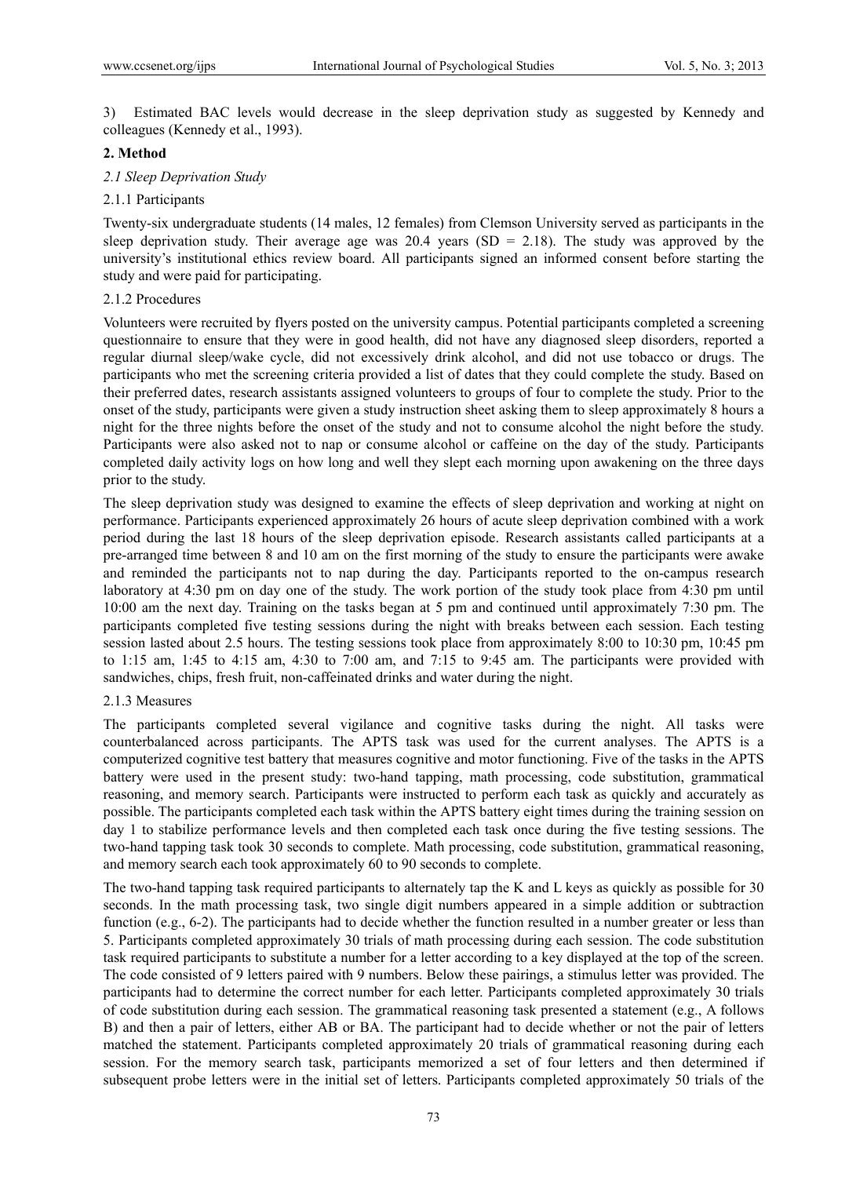3) Estimated BAC levels would decrease in the sleep deprivation study as suggested by Kennedy and colleagues (Kennedy et al., 1993).

## 2. Method

### *2.1 Sleep Deprivation Study*

#### 2.1.1 Participants

Twenty-six undergraduate students (14 males, 12 females) from Clemson University served as participants in the sleep deprivation study. Their average age was 20.4 years (SD = 2.18). The study was approved by the university's institutional ethics review board. All participants signed an informed consent before starting the study and were paid for participating.

#### 2.1.2 Procedures

Volunteers were recruited by flyers posted on the university campus. Potential participants completed a screening questionnaire to ensure that they were in good health, did not have any diagnosed sleep disorders, reported a regular diurnal sleep/wake cycle, did not excessively drink alcohol, and did not use tobacco or drugs. The participants who met the screening criteria provided a list of dates that they could complete the study. Based on their preferred dates, research assistants assigned volunteers to groups of four to complete the study. Prior to the onset of the study, participants were given a study instruction sheet asking them to sleep approximately 8 hours a night for the three nights before the onset of the study and not to consume alcohol the night before the study. Participants were also asked not to nap or consume alcohol or caffeine on the day of the study. Participants completed daily activity logs on how long and well they slept each morning upon awakening on the three days prior to the study.

The sleep deprivation study was designed to examine the effects of sleep deprivation and working at night on performance. Participants experienced approximately 26 hours of acute sleep deprivation combined with a work period during the last 18 hours of the sleep deprivation episode. Research assistants called participants at a pre-arranged time between 8 and 10 am on the first morning of the study to ensure the participants were awake and reminded the participants not to nap during the day. Participants reported to the on-campus research laboratory at 4:30 pm on day one of the study. The work portion of the study took place from 4:30 pm until 10:00 am the next day. Training on the tasks began at 5 pm and continued until approximately 7:30 pm. The participants completed five testing sessions during the night with breaks between each session. Each testing session lasted about 2.5 hours. The testing sessions took place from approximately 8:00 to 10:30 pm, 10:45 pm to 1:15 am, 1:45 to 4:15 am, 4:30 to 7:00 am, and 7:15 to 9:45 am. The participants were provided with sandwiches, chips, fresh fruit, non-caffeinated drinks and water during the night.

#### 2.1.3 Measures

The participants completed several vigilance and cognitive tasks during the night. All tasks were counterbalanced across participants. The APTS task was used for the current analyses. The APTS is a computerized cognitive test battery that measures cognitive and motor functioning. Five of the tasks in the APTS battery were used in the present study: two-hand tapping, math processing, code substitution, grammatical reasoning, and memory search. Participants were instructed to perform each task as quickly and accurately as possible. The participants completed each task within the APTS battery eight times during the training session on day 1 to stabilize performance levels and then completed each task once during the five testing sessions. The two-hand tapping task took 30 seconds to complete. Math processing, code substitution, grammatical reasoning, and memory search each took approximately 60 to 90 seconds to complete.

The two-hand tapping task required participants to alternately tap the K and L keys as quickly as possible for 30 seconds. In the math processing task, two single digit numbers appeared in a simple addition or subtraction function (e.g., 6-2). The participants had to decide whether the function resulted in a number greater or less than 5. Participants completed approximately 30 trials of math processing during each session. The code substitution task required participants to substitute a number for a letter according to a key displayed at the top of the screen. The code consisted of 9 letters paired with 9 numbers. Below these pairings, a stimulus letter was provided. The participants had to determine the correct number for each letter. Participants completed approximately 30 trials of code substitution during each session. The grammatical reasoning task presented a statement (e.g., A follows B) and then a pair of letters, either AB or BA. The participant had to decide whether or not the pair of letters matched the statement. Participants completed approximately 20 trials of grammatical reasoning during each session. For the memory search task, participants memorized a set of four letters and then determined if subsequent probe letters were in the initial set of letters. Participants completed approximately 50 trials of the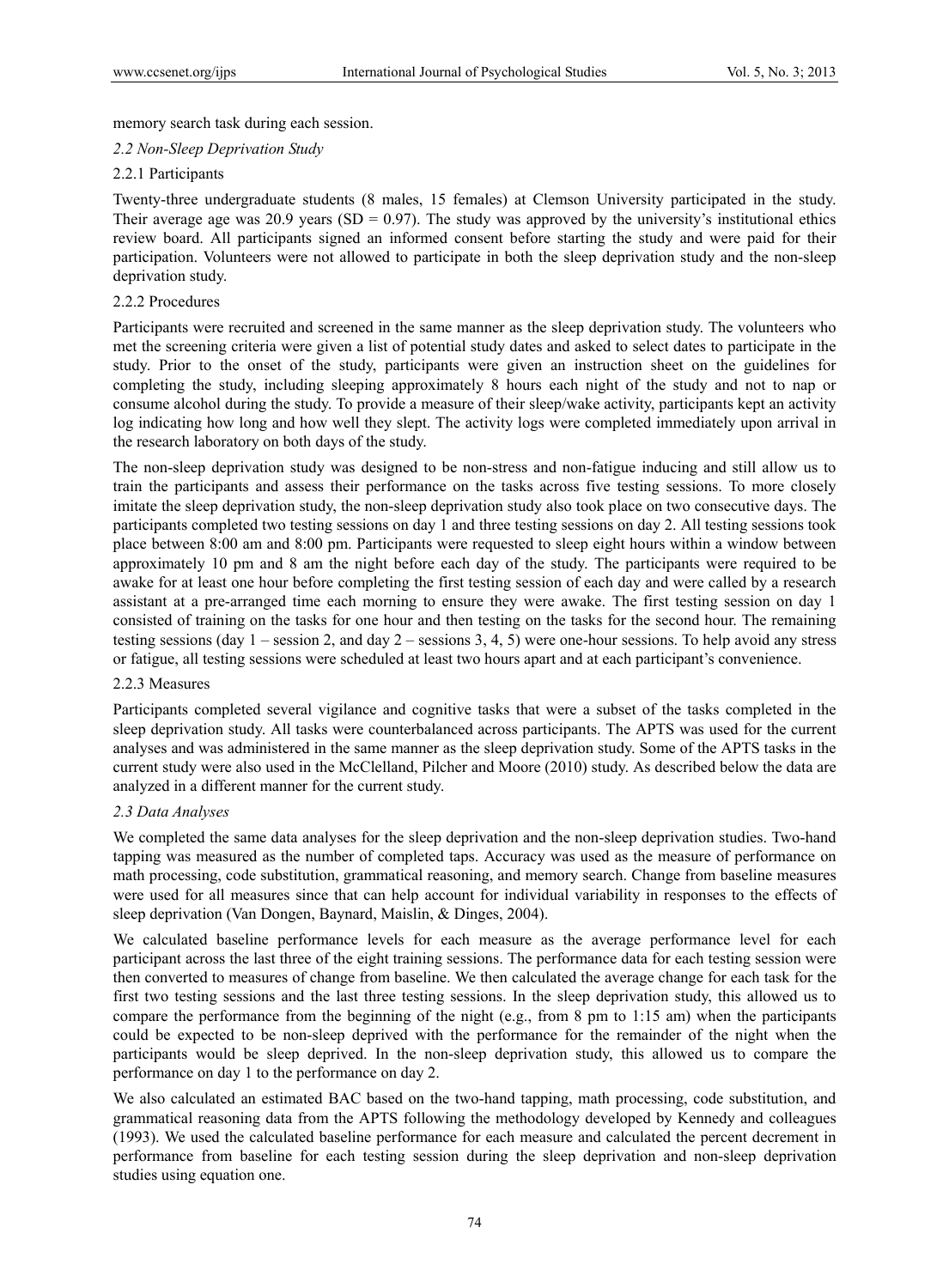memory search task during each session.

### *2.2 Non-Sleep Deprivation Study*

#### 2.2.1 Participants

Twenty-three undergraduate students (8 males, 15 females) at Clemson University participated in the study. Their average age was 20.9 years (SD = 0.97). The study was approved by the university's institutional ethics review board. All participants signed an informed consent before starting the study and were paid for their participation. Volunteers were not allowed to participate in both the sleep deprivation study and the non-sleep deprivation study.

#### 2.2.2 Procedures

Participants were recruited and screened in the same manner as the sleep deprivation study. The volunteers who met the screening criteria were given a list of potential study dates and asked to select dates to participate in the study. Prior to the onset of the study, participants were given an instruction sheet on the guidelines for completing the study, including sleeping approximately 8 hours each night of the study and not to nap or consume alcohol during the study. To provide a measure of their sleep/wake activity, participants kept an activity log indicating how long and how well they slept. The activity logs were completed immediately upon arrival in the research laboratory on both days of the study.

The non-sleep deprivation study was designed to be non-stress and non-fatigue inducing and still allow us to train the participants and assess their performance on the tasks across five testing sessions. To more closely imitate the sleep deprivation study, the non-sleep deprivation study also took place on two consecutive days. The participants completed two testing sessions on day 1 and three testing sessions on day 2. All testing sessions took place between 8:00 am and 8:00 pm. Participants were requested to sleep eight hours within a window between approximately 10 pm and 8 am the night before each day of the study. The participants were required to be awake for at least one hour before completing the first testing session of each day and were called by a research assistant at a pre-arranged time each morning to ensure they were awake. The first testing session on day 1 consisted of training on the tasks for one hour and then testing on the tasks for the second hour. The remaining testing sessions (day 1 – session 2, and day 2 – sessions 3, 4, 5) were one-hour sessions. To help avoid any stress or fatigue, all testing sessions were scheduled at least two hours apart and at each participant's convenience.

#### 2.2.3 Measures

Participants completed several vigilance and cognitive tasks that were a subset of the tasks completed in the sleep deprivation study. All tasks were counterbalanced across participants. The APTS was used for the current analyses and was administered in the same manner as the sleep deprivation study. Some of the APTS tasks in the current study were also used in the McClelland, Pilcher and Moore (2010) study. As described below the data are analyzed in a different manner for the current study.

### *2.3 Data Analyses*

We completed the same data analyses for the sleep deprivation and the non-sleep deprivation studies. Two-hand tapping was measured as the number of completed taps. Accuracy was used as the measure of performance on math processing, code substitution, grammatical reasoning, and memory search. Change from baseline measures were used for all measures since that can help account for individual variability in responses to the effects of sleep deprivation (Van Dongen, Baynard, Maislin, & Dinges, 2004).

We calculated baseline performance levels for each measure as the average performance level for each participant across the last three of the eight training sessions. The performance data for each testing session were then converted to measures of change from baseline. We then calculated the average change for each task for the first two testing sessions and the last three testing sessions. In the sleep deprivation study, this allowed us to compare the performance from the beginning of the night (e.g., from 8 pm to 1:15 am) when the participants could be expected to be non-sleep deprived with the performance for the remainder of the night when the participants would be sleep deprived. In the non-sleep deprivation study, this allowed us to compare the performance on day 1 to the performance on day 2.

We also calculated an estimated BAC based on the two-hand tapping, math processing, code substitution, and grammatical reasoning data from the APTS following the methodology developed by Kennedy and colleagues (1993). We used the calculated baseline performance for each measure and calculated the percent decrement in performance from baseline for each testing session during the sleep deprivation and non-sleep deprivation studies using equation one.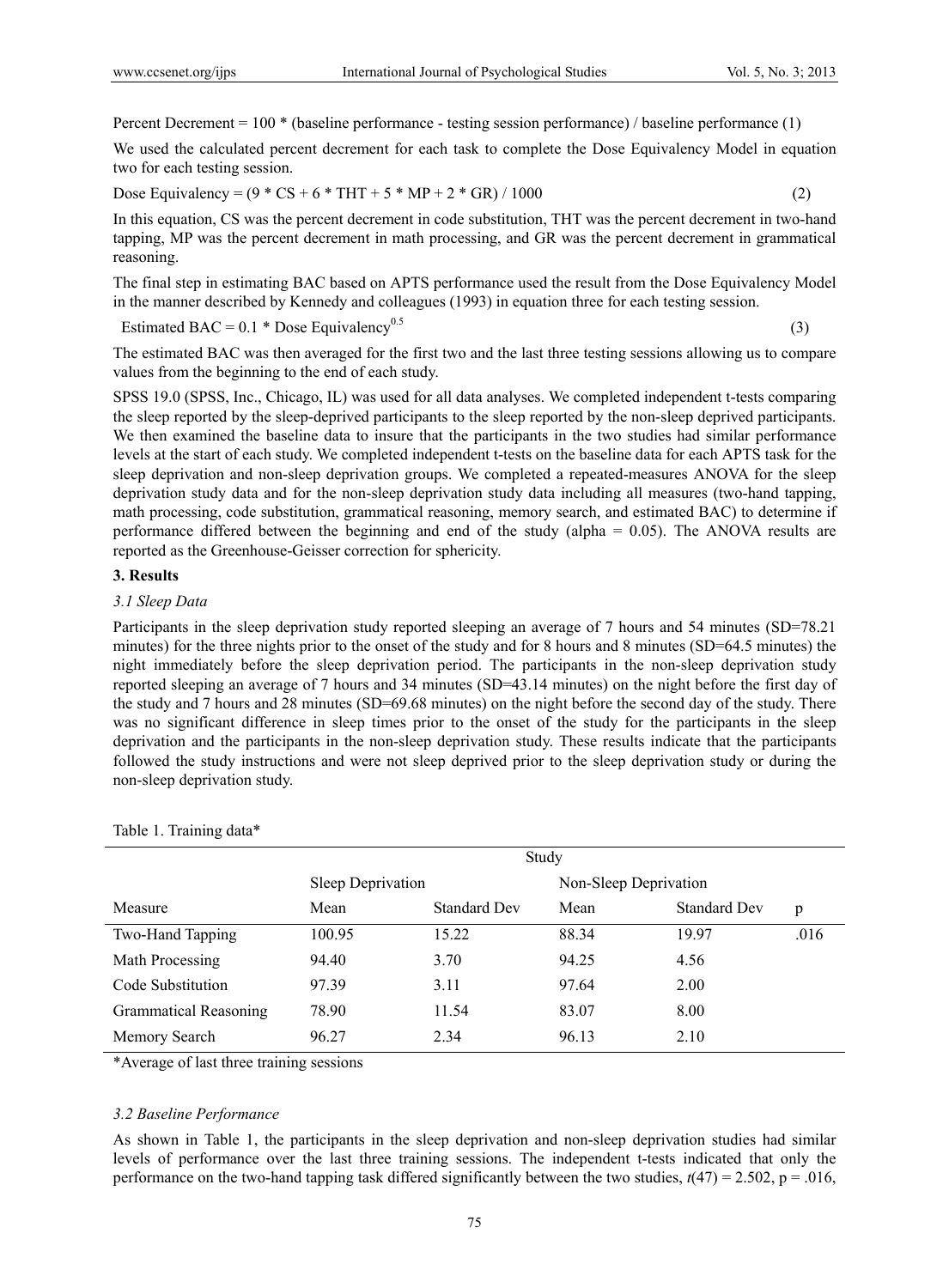Percent Decrement = 100 * (baseline performance - testing session performance) / baseline performance (1)

We used the calculated percent decrement for each task to complete the Dose Equivalency Model in equation two for each testing session.

$$\text{Dose Equivalency} = (9 * CS + 6 * THT + 5 * MP + 2 * GR) / 1000 \quad (2)$$

In this equation, CS was the percent decrement in code substitution, THT was the percent decrement in two-hand tapping, MP was the percent decrement in math processing, and GR was the percent decrement in grammatical reasoning.

The final step in estimating BAC based on APTS performance used the result from the Dose Equivalency Model in the manner described by Kennedy and colleagues (1993) in equation three for each testing session.

$$\text{Estimated BAC} = 0.1 * \text{Dose Equivalency}^{0.5} \quad (3)$$

The estimated BAC was then averaged for the first two and the last three testing sessions allowing us to compare values from the beginning to the end of each study.

SPSS 19.0 (SPSS, Inc., Chicago, IL) was used for all data analyses. We completed independent t-tests comparing the sleep reported by the sleep-deprived participants to the sleep reported by the non-sleep deprived participants. We then examined the baseline data to insure that the participants in the two studies had similar performance levels at the start of each study. We completed independent t-tests on the baseline data for each APTS task for the sleep deprivation and non-sleep deprivation groups. We completed a repeated-measures ANOVA for the sleep deprivation study data and for the non-sleep deprivation study data including all measures (two-hand tapping, math processing, code substitution, grammatical reasoning, memory search, and estimated BAC) to determine if performance differed between the beginning and end of the study (alpha = 0.05). The ANOVA results are reported as the Greenhouse-Geisser correction for sphericity.

## 3. Results

### 3.1 Sleep Data

Participants in the sleep deprivation study reported sleeping an average of 7 hours and 54 minutes (SD=78.21 minutes) for the three nights prior to the onset of the study and for 8 hours and 8 minutes (SD=64.5 minutes) the night immediately before the sleep deprivation period. The participants in the non-sleep deprivation study reported sleeping an average of 7 hours and 34 minutes (SD=43.14 minutes) on the night before the first day of the study and 7 hours and 28 minutes (SD=69.68 minutes) on the night before the second day of the study. There was no significant difference in sleep times prior to the onset of the study for the participants in the sleep deprivation and the participants in the non-sleep deprivation study. These results indicate that the participants followed the study instructions and were not sleep deprived prior to the sleep deprivation study or during the non-sleep deprivation study.

Table 1. Training data*

| | Study | | | | |
|---|---|---|---|---|---|
| | Sleep Deprivation | | Non-Sleep Deprivation | | |
| Measure | Mean | Standard Dev | Mean | Standard Dev | p |
| Two-Hand Tapping | 100.95 | 15.22 | 88.34 | 19.97 | .016 |
| Math Processing | 94.40 | 3.70 | 94.25 | 4.56 | |
| Code Substitution | 97.39 | 3.11 | 97.64 | 2.00 | |
| Grammatical Reasoning | 78.90 | 11.54 | 83.07 | 8.00 | |
| Memory Search | 96.27 | 2.34 | 96.13 | 2.10 | |

*Average of last three training sessions

### 3.2 Baseline Performance

As shown in Table 1, the participants in the sleep deprivation and non-sleep deprivation studies had similar levels of performance over the last three training sessions. The independent t-tests indicated that only the performance on the two-hand tapping task differed significantly between the two studies, $t(47) = 2.502$, $p = .016$,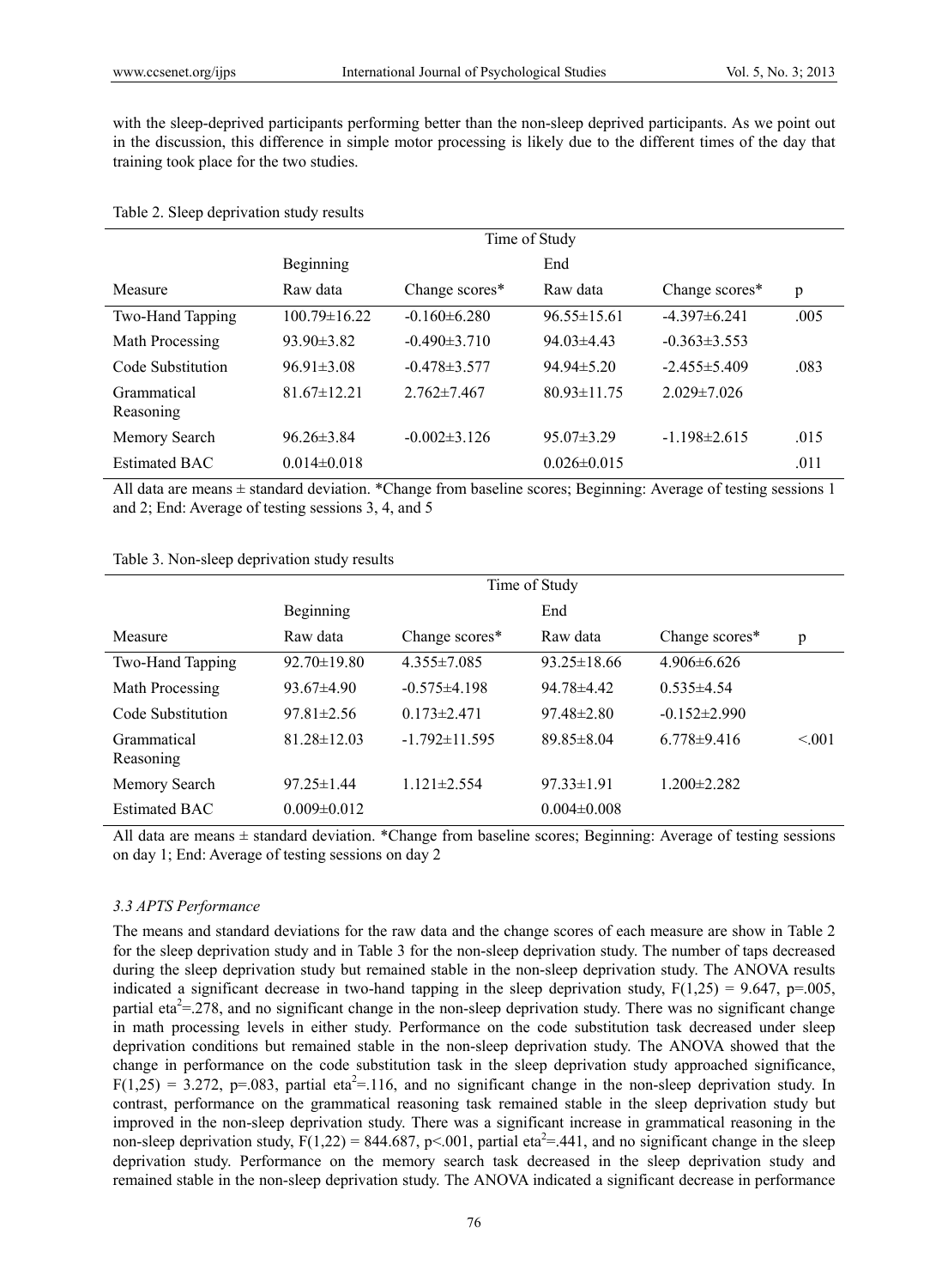with the sleep-deprived participants performing better than the non-sleep deprived participants. As we point out in the discussion, this difference in simple motor processing is likely due to the different times of the day that training took place for the two studies.

Table 2. Sleep deprivation study results

| | Time of Study | | | | |
|---|---|---|---|---|---|
| | Beginning | | End | | |
| Measure | Raw data | Change scores* | Raw data | Change scores* | p |
| Two-Hand Tapping | 100.79±16.22 | -0.160±6.280 | 96.55±15.61 | -4.397±6.241 | .005 |
| Math Processing | 93.90±3.82 | -0.490±3.710 | 94.03±4.43 | -0.363±3.553 | |
| Code Substitution | 96.91±3.08 | -0.478±3.577 | 94.94±5.20 | -2.455±5.409 | .083 |
| Grammatical Reasoning | 81.67±12.21 | 2.762±7.467 | 80.93±11.75 | 2.029±7.026 | |
| Memory Search | 96.26±3.84 | -0.002±3.126 | 95.07±3.29 | -1.198±2.615 | .015 |
| Estimated BAC | 0.014±0.018 | | 0.026±0.015 | | .011 |

All data are means ± standard deviation. *Change from baseline scores; Beginning: Average of testing sessions 1 and 2; End: Average of testing sessions 3, 4, and 5

Table 3. Non-sleep deprivation study results

| | Time of Study | | | | |
|---|---|---|---|---|---|
| | Beginning | | End | | |
| Measure | Raw data | Change scores* | Raw data | Change scores* | p |
| Two-Hand Tapping | 92.70±19.80 | 4.355±7.085 | 93.25±18.66 | 4.906±6.626 | |
| Math Processing | 93.67±4.90 | -0.575±4.198 | 94.78±4.42 | 0.535±4.54 | |
| Code Substitution | 97.81±2.56 | 0.173±2.471 | 97.48±2.80 | -0.152±2.990 | |
| Grammatical Reasoning | 81.28±12.03 | -1.792±11.595 | 89.85±8.04 | 6.778±9.416 | <.001 |
| Memory Search | 97.25±1.44 | 1.121±2.554 | 97.33±1.91 | 1.200±2.282 | |
| Estimated BAC | 0.009±0.012 | | 0.004±0.008 | | |

All data are means ± standard deviation. *Change from baseline scores; Beginning: Average of testing sessions on day 1; End: Average of testing sessions on day 2

### *3.3 APTS Performance*

The means and standard deviations for the raw data and the change scores of each measure are show in Table 2 for the sleep deprivation study and in Table 3 for the non-sleep deprivation study. The number of taps decreased during the sleep deprivation study but remained stable in the non-sleep deprivation study. The ANOVA results indicated a significant decrease in two-hand tapping in the sleep deprivation study, $F(1,25) = 9.647$, $p=.005$, partial $eta^2=.278$, and no significant change in the non-sleep deprivation study. There was no significant change in math processing levels in either study. Performance on the code substitution task decreased under sleep deprivation conditions but remained stable in the non-sleep deprivation study. The ANOVA showed that the change in performance on the code substitution task in the sleep deprivation study approached significance, $F(1,25) = 3.272$, $p=.083$, partial $eta^2=.116$, and no significant change in the non-sleep deprivation study. In contrast, performance on the grammatical reasoning task remained stable in the sleep deprivation study but improved in the non-sleep deprivation study. There was a significant increase in grammatical reasoning in the non-sleep deprivation study, $F(1,22) = 844.687$, $p<.001$, partial $eta^2=.441$, and no significant change in the sleep deprivation study. Performance on the memory search task decreased in the sleep deprivation study and remained stable in the non-sleep deprivation study. The ANOVA indicated a significant decrease in performance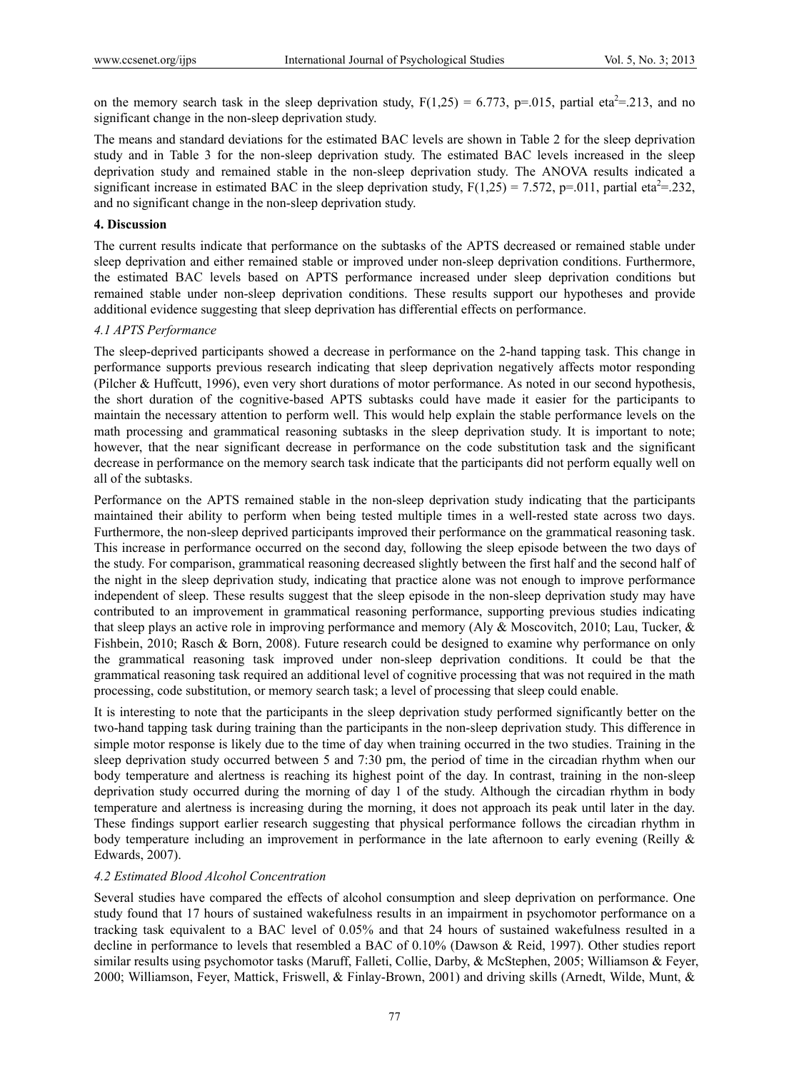on the memory search task in the sleep deprivation study, $F(1,25) = 6.773$, $p=.015$, partial $eta^2=.213$, and no significant change in the non-sleep deprivation study.

The means and standard deviations for the estimated BAC levels are shown in Table 2 for the sleep deprivation study and in Table 3 for the non-sleep deprivation study. The estimated BAC levels increased in the sleep deprivation study and remained stable in the non-sleep deprivation study. The ANOVA results indicated a significant increase in estimated BAC in the sleep deprivation study, $F(1,25) = 7.572$, $p=.011$, partial $eta^2=.232$, and no significant change in the non-sleep deprivation study.

## 4. Discussion

The current results indicate that performance on the subtasks of the APTS decreased or remained stable under sleep deprivation and either remained stable or improved under non-sleep deprivation conditions. Furthermore, the estimated BAC levels based on APTS performance increased under sleep deprivation conditions but remained stable under non-sleep deprivation conditions. These results support our hypotheses and provide additional evidence suggesting that sleep deprivation has differential effects on performance.

### *4.1 APTS Performance*

The sleep-deprived participants showed a decrease in performance on the 2-hand tapping task. This change in performance supports previous research indicating that sleep deprivation negatively affects motor responding (Pilcher & Huffcutt, 1996), even very short durations of motor performance. As noted in our second hypothesis, the short duration of the cognitive-based APTS subtasks could have made it easier for the participants to maintain the necessary attention to perform well. This would help explain the stable performance levels on the math processing and grammatical reasoning subtasks in the sleep deprivation study. It is important to note; however, that the near significant decrease in performance on the code substitution task and the significant decrease in performance on the memory search task indicate that the participants did not perform equally well on all of the subtasks.

Performance on the APTS remained stable in the non-sleep deprivation study indicating that the participants maintained their ability to perform when being tested multiple times in a well-rested state across two days. Furthermore, the non-sleep deprived participants improved their performance on the grammatical reasoning task. This increase in performance occurred on the second day, following the sleep episode between the two days of the study. For comparison, grammatical reasoning decreased slightly between the first half and the second half of the night in the sleep deprivation study, indicating that practice alone was not enough to improve performance independent of sleep. These results suggest that the sleep episode in the non-sleep deprivation study may have contributed to an improvement in grammatical reasoning performance, supporting previous studies indicating that sleep plays an active role in improving performance and memory (Aly & Moscovitch, 2010; Lau, Tucker, & Fishbein, 2010; Rasch & Born, 2008). Future research could be designed to examine why performance on only the grammatical reasoning task improved under non-sleep deprivation conditions. It could be that the grammatical reasoning task required an additional level of cognitive processing that was not required in the math processing, code substitution, or memory search task; a level of processing that sleep could enable.

It is interesting to note that the participants in the sleep deprivation study performed significantly better on the two-hand tapping task during training than the participants in the non-sleep deprivation study. This difference in simple motor response is likely due to the time of day when training occurred in the two studies. Training in the sleep deprivation study occurred between 5 and 7:30 pm, the period of time in the circadian rhythm when our body temperature and alertness is reaching its highest point of the day. In contrast, training in the non-sleep deprivation study occurred during the morning of day 1 of the study. Although the circadian rhythm in body temperature and alertness is increasing during the morning, it does not approach its peak until later in the day. These findings support earlier research suggesting that physical performance follows the circadian rhythm in body temperature including an improvement in performance in the late afternoon to early evening (Reilly & Edwards, 2007).

### *4.2 Estimated Blood Alcohol Concentration*

Several studies have compared the effects of alcohol consumption and sleep deprivation on performance. One study found that 17 hours of sustained wakefulness results in an impairment in psychomotor performance on a tracking task equivalent to a BAC level of 0.05% and that 24 hours of sustained wakefulness resulted in a decline in performance to levels that resembled a BAC of 0.10% (Dawson & Reid, 1997). Other studies report similar results using psychomotor tasks (Maruff, Falleti, Collie, Darby, & McStephen, 2005; Williamson & Feyer, 2000; Williamson, Feyer, Mattick, Friswell, & Finlay-Brown, 2001) and driving skills (Arnedt, Wilde, Munt, &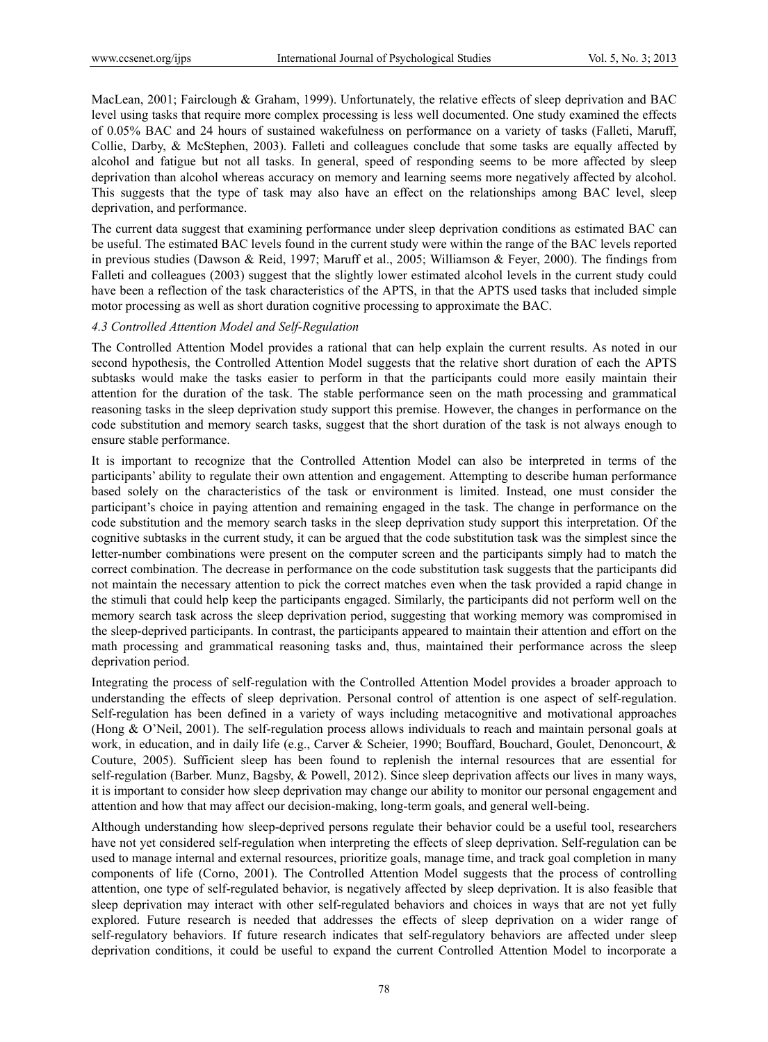MacLean, 2001; Fairclough & Graham, 1999). Unfortunately, the relative effects of sleep deprivation and BAC level using tasks that require more complex processing is less well documented. One study examined the effects of 0.05% BAC and 24 hours of sustained wakefulness on performance on a variety of tasks (Falleti, Maruff, Collie, Darby, & McStephen, 2003). Falleti and colleagues conclude that some tasks are equally affected by alcohol and fatigue but not all tasks. In general, speed of responding seems to be more affected by sleep deprivation than alcohol whereas accuracy on memory and learning seems more negatively affected by alcohol. This suggests that the type of task may also have an effect on the relationships among BAC level, sleep deprivation, and performance.

The current data suggest that examining performance under sleep deprivation conditions as estimated BAC can be useful. The estimated BAC levels found in the current study were within the range of the BAC levels reported in previous studies (Dawson & Reid, 1997; Maruff et al., 2005; Williamson & Feyer, 2000). The findings from Falleti and colleagues (2003) suggest that the slightly lower estimated alcohol levels in the current study could have been a reflection of the task characteristics of the APTS, in that the APTS used tasks that included simple motor processing as well as short duration cognitive processing to approximate the BAC.

### *4.3 Controlled Attention Model and Self-Regulation*

The Controlled Attention Model provides a rational that can help explain the current results. As noted in our second hypothesis, the Controlled Attention Model suggests that the relative short duration of each the APTS subtasks would make the tasks easier to perform in that the participants could more easily maintain their attention for the duration of the task. The stable performance seen on the math processing and grammatical reasoning tasks in the sleep deprivation study support this premise. However, the changes in performance on the code substitution and memory search tasks, suggest that the short duration of the task is not always enough to ensure stable performance.

It is important to recognize that the Controlled Attention Model can also be interpreted in terms of the participants' ability to regulate their own attention and engagement. Attempting to describe human performance based solely on the characteristics of the task or environment is limited. Instead, one must consider the participant's choice in paying attention and remaining engaged in the task. The change in performance on the code substitution and the memory search tasks in the sleep deprivation study support this interpretation. Of the cognitive subtasks in the current study, it can be argued that the code substitution task was the simplest since the letter-number combinations were present on the computer screen and the participants simply had to match the correct combination. The decrease in performance on the code substitution task suggests that the participants did not maintain the necessary attention to pick the correct matches even when the task provided a rapid change in the stimuli that could help keep the participants engaged. Similarly, the participants did not perform well on the memory search task across the sleep deprivation period, suggesting that working memory was compromised in the sleep-deprived participants. In contrast, the participants appeared to maintain their attention and effort on the math processing and grammatical reasoning tasks and, thus, maintained their performance across the sleep deprivation period.

Integrating the process of self-regulation with the Controlled Attention Model provides a broader approach to understanding the effects of sleep deprivation. Personal control of attention is one aspect of self-regulation. Self-regulation has been defined in a variety of ways including metacognitive and motivational approaches (Hong & O'Neil, 2001). The self-regulation process allows individuals to reach and maintain personal goals at work, in education, and in daily life (e.g., Carver & Scheier, 1990; Bouffard, Bouchard, Goulet, Denoncourt, & Couture, 2005). Sufficient sleep has been found to replenish the internal resources that are essential for self-regulation (Barber. Munz, Bagsby, & Powell, 2012). Since sleep deprivation affects our lives in many ways, it is important to consider how sleep deprivation may change our ability to monitor our personal engagement and attention and how that may affect our decision-making, long-term goals, and general well-being.

Although understanding how sleep-deprived persons regulate their behavior could be a useful tool, researchers have not yet considered self-regulation when interpreting the effects of sleep deprivation. Self-regulation can be used to manage internal and external resources, prioritize goals, manage time, and track goal completion in many components of life (Corno, 2001). The Controlled Attention Model suggests that the process of controlling attention, one type of self-regulated behavior, is negatively affected by sleep deprivation. It is also feasible that sleep deprivation may interact with other self-regulated behaviors and choices in ways that are not yet fully explored. Future research is needed that addresses the effects of sleep deprivation on a wider range of self-regulatory behaviors. If future research indicates that self-regulatory behaviors are affected under sleep deprivation conditions, it could be useful to expand the current Controlled Attention Model to incorporate a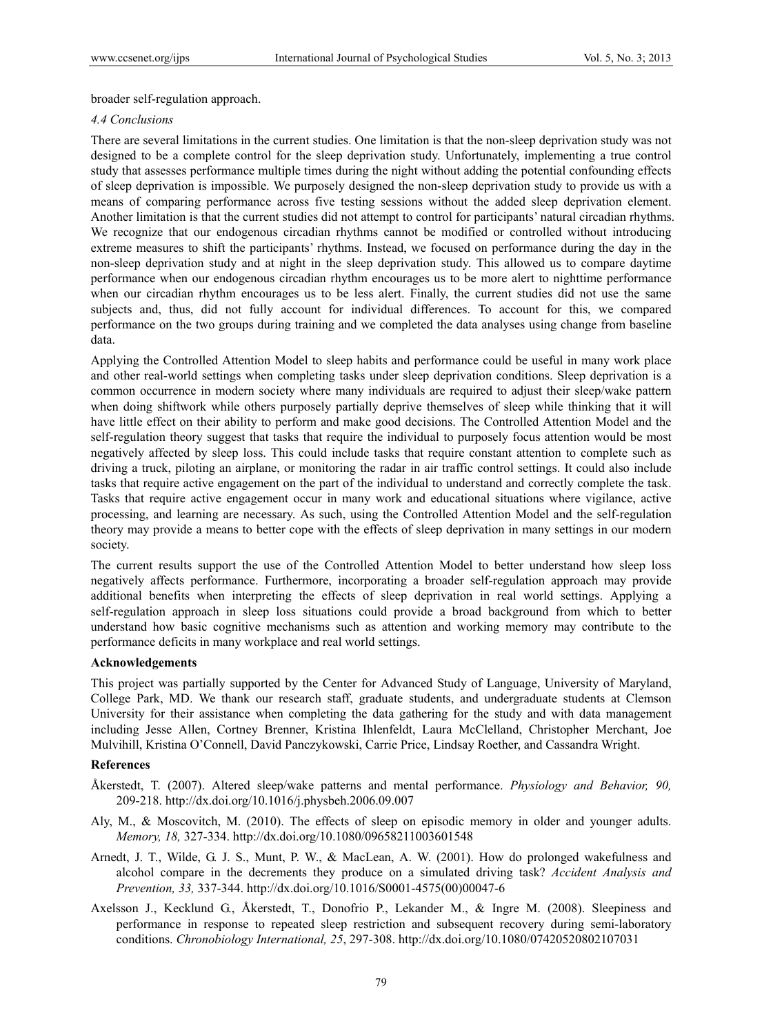broader self-regulation approach.

### 4.4 Conclusions

There are several limitations in the current studies. One limitation is that the non-sleep deprivation study was not designed to be a complete control for the sleep deprivation study. Unfortunately, implementing a true control study that assesses performance multiple times during the night without adding the potential confounding effects of sleep deprivation is impossible. We purposely designed the non-sleep deprivation study to provide us with a means of comparing performance across five testing sessions without the added sleep deprivation element. Another limitation is that the current studies did not attempt to control for participants' natural circadian rhythms. We recognize that our endogenous circadian rhythms cannot be modified or controlled without introducing extreme measures to shift the participants' rhythms. Instead, we focused on performance during the day in the non-sleep deprivation study and at night in the sleep deprivation study. This allowed us to compare daytime performance when our endogenous circadian rhythm encourages us to be more alert to nighttime performance when our circadian rhythm encourages us to be less alert. Finally, the current studies did not use the same subjects and, thus, did not fully account for individual differences. To account for this, we compared performance on the two groups during training and we completed the data analyses using change from baseline data.

Applying the Controlled Attention Model to sleep habits and performance could be useful in many work place and other real-world settings when completing tasks under sleep deprivation conditions. Sleep deprivation is a common occurrence in modern society where many individuals are required to adjust their sleep/wake pattern when doing shiftwork while others purposely partially deprive themselves of sleep while thinking that it will have little effect on their ability to perform and make good decisions. The Controlled Attention Model and the self-regulation theory suggest that tasks that require the individual to purposely focus attention would be most negatively affected by sleep loss. This could include tasks that require constant attention to complete such as driving a truck, piloting an airplane, or monitoring the radar in air traffic control settings. It could also include tasks that require active engagement on the part of the individual to understand and correctly complete the task. Tasks that require active engagement occur in many work and educational situations where vigilance, active processing, and learning are necessary. As such, using the Controlled Attention Model and the self-regulation theory may provide a means to better cope with the effects of sleep deprivation in many settings in our modern society.

The current results support the use of the Controlled Attention Model to better understand how sleep loss negatively affects performance. Furthermore, incorporating a broader self-regulation approach may provide additional benefits when interpreting the effects of sleep deprivation in real world settings. Applying a self-regulation approach in sleep loss situations could provide a broad background from which to better understand how basic cognitive mechanisms such as attention and working memory may contribute to the performance deficits in many workplace and real world settings.

## Acknowledgements

This project was partially supported by the Center for Advanced Study of Language, University of Maryland, College Park, MD. We thank our research staff, graduate students, and undergraduate students at Clemson University for their assistance when completing the data gathering for the study and with data management including Jesse Allen, Cortney Brenner, Kristina Ihlenfeldt, Laura McClelland, Christopher Merchant, Joe Mulvihill, Kristina O'Connell, David Panczykowski, Carrie Price, Lindsay Roether, and Cassandra Wright.

## References

Åkerstedt, T. (2007). Altered sleep/wake patterns and mental performance. *Physiology and Behavior, 90,* 209-218. http://dx.doi.org/10.1016/j.physbeh.2006.09.007

Aly, M., & Moscovitch, M. (2010). The effects of sleep on episodic memory in older and younger adults. *Memory, 18,* 327-334. http://dx.doi.org/10.1080/09658211003601548

Arnedt, J. T., Wilde, G. J. S., Munt, P. W., & MacLean, A. W. (2001). How do prolonged wakefulness and alcohol compare in the decrements they produce on a simulated driving task? *Accident Analysis and Prevention, 33,* 337-344. http://dx.doi.org/10.1016/S0001-4575(00)00047-6

Axelsson J., Kecklund G., Åkerstedt, T., Donofrio P., Lekander M., & Ingre M. (2008). Sleepiness and performance in response to repeated sleep restriction and subsequent recovery during semi-laboratory conditions. *Chronobiology International, 25*, 297-308. http://dx.doi.org/10.1080/07420520802107031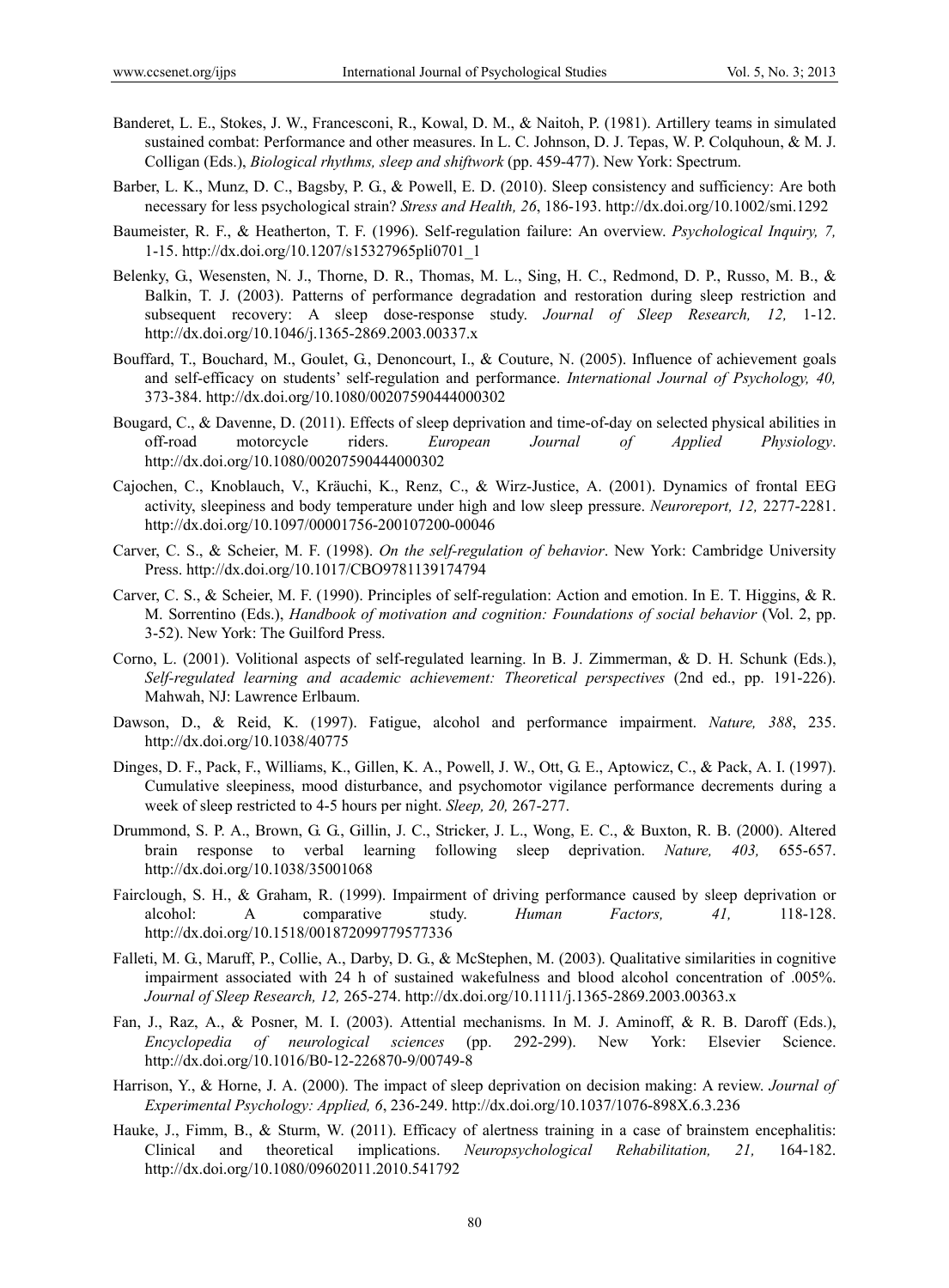Banderet, L. E., Stokes, J. W., Francesconi, R., Kowal, D. M., & Naitoh, P. (1981). Artillery teams in simulated sustained combat: Performance and other measures. In L. C. Johnson, D. J. Tepas, W. P. Colquhoun, & M. J. Colligan (Eds.), *Biological rhythms, sleep and shiftwork* (pp. 459-477). New York: Spectrum.

Barber, L. K., Munz, D. C., Bagsby, P. G., & Powell, E. D. (2010). Sleep consistency and sufficiency: Are both necessary for less psychological strain? *Stress and Health, 26*, 186-193. http://dx.doi.org/10.1002/smi.1292

Baumeister, R. F., & Heatherton, T. F. (1996). Self-regulation failure: An overview. *Psychological Inquiry, 7,* 1-15. http://dx.doi.org/10.1207/s15327965pli0701_1

Belenky, G., Wesensten, N. J., Thorne, D. R., Thomas, M. L., Sing, H. C., Redmond, D. P., Russo, M. B., & Balkin, T. J. (2003). Patterns of performance degradation and restoration during sleep restriction and subsequent recovery: A sleep dose-response study. *Journal of Sleep Research, 12,* 1-12. http://dx.doi.org/10.1046/j.1365-2869.2003.00337.x

Bouffard, T., Bouchard, M., Goulet, G., Denoncourt, I., & Couture, N. (2005). Influence of achievement goals and self-efficacy on students' self-regulation and performance. *International Journal of Psychology, 40,* 373-384. http://dx.doi.org/10.1080/00207590444000302

Bougard, C., & Davenne, D. (2011). Effects of sleep deprivation and time-of-day on selected physical abilities in off-road motorcycle riders. *European Journal of Applied Physiology*. http://dx.doi.org/10.1080/00207590444000302

Cajochen, C., Knoblauch, V., Kräuchi, K., Renz, C., & Wirz-Justice, A. (2001). Dynamics of frontal EEG activity, sleepiness and body temperature under high and low sleep pressure. *Neuroreport, 12,* 2277-2281. http://dx.doi.org/10.1097/00001756-200107200-00046

Carver, C. S., & Scheier, M. F. (1998). *On the self-regulation of behavior*. New York: Cambridge University Press. http://dx.doi.org/10.1017/CBO9781139174794

Carver, C. S., & Scheier, M. F. (1990). Principles of self-regulation: Action and emotion. In E. T. Higgins, & R. M. Sorrentino (Eds.), *Handbook of motivation and cognition: Foundations of social behavior* (Vol. 2, pp. 3-52). New York: The Guilford Press.

Corno, L. (2001). Volitional aspects of self-regulated learning. In B. J. Zimmerman, & D. H. Schunk (Eds.), *Self-regulated learning and academic achievement: Theoretical perspectives* (2nd ed., pp. 191-226). Mahwah, NJ: Lawrence Erlbaum.

Dawson, D., & Reid, K. (1997). Fatigue, alcohol and performance impairment. *Nature, 388*, 235. http://dx.doi.org/10.1038/40775

Dinges, D. F., Pack, F., Williams, K., Gillen, K. A., Powell, J. W., Ott, G. E., Aptowicz, C., & Pack, A. I. (1997). Cumulative sleepiness, mood disturbance, and psychomotor vigilance performance decrements during a week of sleep restricted to 4-5 hours per night. *Sleep, 20,* 267-277.

Drummond, S. P. A., Brown, G. G., Gillin, J. C., Stricker, J. L., Wong, E. C., & Buxton, R. B. (2000). Altered brain response to verbal learning following sleep deprivation. *Nature, 403,* 655-657. http://dx.doi.org/10.1038/35001068

Fairclough, S. H., & Graham, R. (1999). Impairment of driving performance caused by sleep deprivation or alcohol: A comparative study. *Human Factors, 41,* 118-128. http://dx.doi.org/10.1518/001872099779577336

Falleti, M. G., Maruff, P., Collie, A., Darby, D. G., & McStephen, M. (2003). Qualitative similarities in cognitive impairment associated with 24 h of sustained wakefulness and blood alcohol concentration of .005%. *Journal of Sleep Research, 12,* 265-274. http://dx.doi.org/10.1111/j.1365-2869.2003.00363.x

Fan, J., Raz, A., & Posner, M. I. (2003). Attential mechanisms. In M. J. Aminoff, & R. B. Daroff (Eds.), *Encyclopedia of neurological sciences* (pp. 292-299). New York: Elsevier Science. http://dx.doi.org/10.1016/B0-12-226870-9/00749-8

Harrison, Y., & Horne, J. A. (2000). The impact of sleep deprivation on decision making: A review. *Journal of Experimental Psychology: Applied, 6*, 236-249. http://dx.doi.org/10.1037/1076-898X.6.3.236

Hauke, J., Fimm, B., & Sturm, W. (2011). Efficacy of alertness training in a case of brainstem encephalitis: Clinical and theoretical implications. *Neuropsychological Rehabilitation, 21,* 164-182. http://dx.doi.org/10.1080/09602011.2010.541792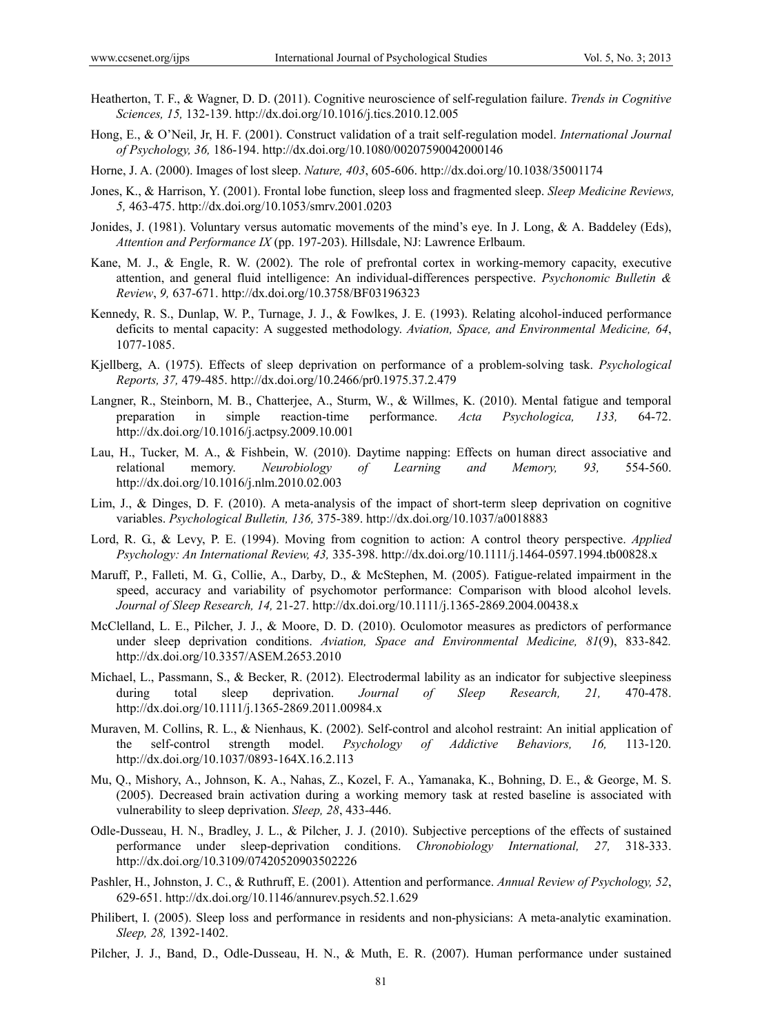Heatherton, T. F., & Wagner, D. D. (2011). Cognitive neuroscience of self-regulation failure. *Trends in Cognitive Sciences, 15,* 132-139. http://dx.doi.org/10.1016/j.tics.2010.12.005

Hong, E., & O'Neil, Jr, H. F. (2001). Construct validation of a trait self-regulation model. *International Journal of Psychology, 36,* 186-194. http://dx.doi.org/10.1080/00207590042000146

Horne, J. A. (2000). Images of lost sleep. *Nature, 403*, 605-606. http://dx.doi.org/10.1038/35001174

Jones, K., & Harrison, Y. (2001). Frontal lobe function, sleep loss and fragmented sleep. *Sleep Medicine Reviews, 5,* 463-475. http://dx.doi.org/10.1053/smrv.2001.0203

Jonides, J. (1981). Voluntary versus automatic movements of the mind's eye. In J. Long, & A. Baddeley (Eds), *Attention and Performance IX* (pp. 197-203). Hillsdale, NJ: Lawrence Erlbaum.

Kane, M. J., & Engle, R. W. (2002). The role of prefrontal cortex in working-memory capacity, executive attention, and general fluid intelligence: An individual-differences perspective. *Psychonomic Bulletin & Review*, *9,* 637-671. http://dx.doi.org/10.3758/BF03196323

Kennedy, R. S., Dunlap, W. P., Turnage, J. J., & Fowlkes, J. E. (1993). Relating alcohol-induced performance deficits to mental capacity: A suggested methodology. *Aviation, Space, and Environmental Medicine, 64*, 1077-1085.

Kjellberg, A. (1975). Effects of sleep deprivation on performance of a problem-solving task. *Psychological Reports, 37,* 479-485. http://dx.doi.org/10.2466/pr0.1975.37.2.479

Langner, R., Steinborn, M. B., Chatterjee, A., Sturm, W., & Willmes, K. (2010). Mental fatigue and temporal preparation in simple reaction-time performance. *Acta Psychologica, 133,* 64-72. http://dx.doi.org/10.1016/j.actpsy.2009.10.001

Lau, H., Tucker, M. A., & Fishbein, W. (2010). Daytime napping: Effects on human direct associative and relational memory. *Neurobiology of Learning and Memory, 93,* 554-560. http://dx.doi.org/10.1016/j.nlm.2010.02.003

Lim, J., & Dinges, D. F. (2010). A meta-analysis of the impact of short-term sleep deprivation on cognitive variables. *Psychological Bulletin, 136,* 375-389. http://dx.doi.org/10.1037/a0018883

Lord, R. G., & Levy, P. E. (1994). Moving from cognition to action: A control theory perspective. *Applied Psychology: An International Review, 43,* 335-398. http://dx.doi.org/10.1111/j.1464-0597.1994.tb00828.x

Maruff, P., Falleti, M. G., Collie, A., Darby, D., & McStephen, M. (2005). Fatigue-related impairment in the speed, accuracy and variability of psychomotor performance: Comparison with blood alcohol levels. *Journal of Sleep Research, 14,* 21-27. http://dx.doi.org/10.1111/j.1365-2869.2004.00438.x

McClelland, L. E., Pilcher, J. J., & Moore, D. D. (2010). Oculomotor measures as predictors of performance under sleep deprivation conditions. *Aviation, Space and Environmental Medicine, 81*(9), 833-842. http://dx.doi.org/10.3357/ASEM.2653.2010

Michael, L., Passmann, S., & Becker, R. (2012). Electrodermal lability as an indicator for subjective sleepiness during total sleep deprivation. *Journal of Sleep Research, 21,* 470-478. http://dx.doi.org/10.1111/j.1365-2869.2011.00984.x

Muraven, M. Collins, R. L., & Nienhaus, K. (2002). Self-control and alcohol restraint: An initial application of the self-control strength model. *Psychology of Addictive Behaviors, 16,* 113-120. http://dx.doi.org/10.1037/0893-164X.16.2.113

Mu, Q., Mishory, A., Johnson, K. A., Nahas, Z., Kozel, F. A., Yamanaka, K., Bohning, D. E., & George, M. S. (2005). Decreased brain activation during a working memory task at rested baseline is associated with vulnerability to sleep deprivation. *Sleep, 28*, 433-446.

Odle-Dusseau, H. N., Bradley, J. L., & Pilcher, J. J. (2010). Subjective perceptions of the effects of sustained performance under sleep-deprivation conditions. *Chronobiology International, 27,* 318-333. http://dx.doi.org/10.3109/07420520903502226

Pashler, H., Johnston, J. C., & Ruthruff, E. (2001). Attention and performance. *Annual Review of Psychology, 52*, 629-651. http://dx.doi.org/10.1146/annurev.psych.52.1.629

Philibert, I. (2005). Sleep loss and performance in residents and non-physicians: A meta-analytic examination. *Sleep, 28,* 1392-1402.

Pilcher, J. J., Band, D., Odle-Dusseau, H. N., & Muth, E. R. (2007). Human performance under sustained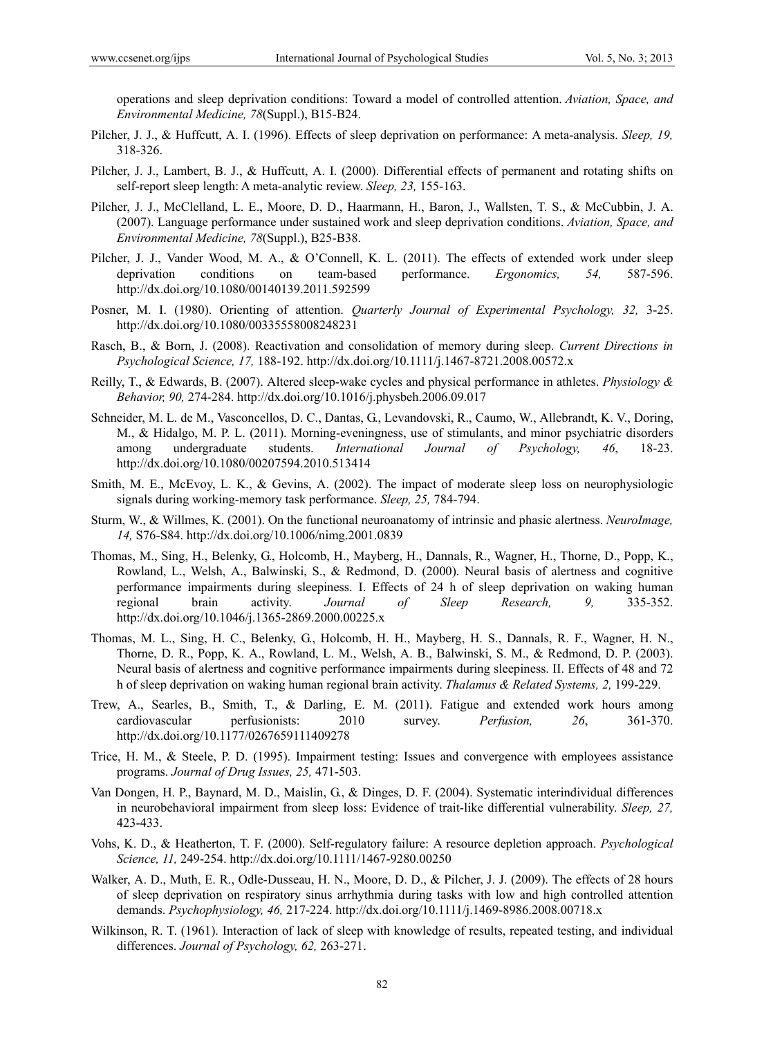operations and sleep deprivation conditions: Toward a model of controlled attention. *Aviation, Space, and Environmental Medicine, 78*(Suppl.), B15-B24.

Pilcher, J. J., & Huffcutt, A. I. (1996). Effects of sleep deprivation on performance: A meta-analysis. *Sleep, 19,* 318-326.

Pilcher, J. J., Lambert, B. J., & Huffcutt, A. I. (2000). Differential effects of permanent and rotating shifts on self-report sleep length: A meta-analytic review. *Sleep, 23,* 155-163.

Pilcher, J. J., McClelland, L. E., Moore, D. D., Haarmann, H., Baron, J., Wallsten, T. S., & McCubbin, J. A. (2007). Language performance under sustained work and sleep deprivation conditions. *Aviation, Space, and Environmental Medicine, 78*(Suppl.), B25-B38.

Pilcher, J. J., Vander Wood, M. A., & O'Connell, K. L. (2011). The effects of extended work under sleep deprivation conditions on team-based performance. *Ergonomics, 54,* 587-596. http://dx.doi.org/10.1080/00140139.2011.592599

Posner, M. I. (1980). Orienting of attention. *Quarterly Journal of Experimental Psychology, 32,* 3-25. http://dx.doi.org/10.1080/00335558008248231

Rasch, B., & Born, J. (2008). Reactivation and consolidation of memory during sleep. *Current Directions in Psychological Science, 17,* 188-192. http://dx.doi.org/10.1111/j.1467-8721.2008.00572.x

Reilly, T., & Edwards, B. (2007). Altered sleep-wake cycles and physical performance in athletes. *Physiology & Behavior, 90,* 274-284. http://dx.doi.org/10.1016/j.physbeh.2006.09.017

Schneider, M. L. de M., Vasconcellos, D. C., Dantas, G., Levandovski, R., Caumo, W., Allebrandt, K. V., Doring, M., & Hidalgo, M. P. L. (2011). Morning-eveningness, use of stimulants, and minor psychiatric disorders among undergraduate students. *International Journal of Psychology, 46*, 18-23. http://dx.doi.org/10.1080/00207594.2010.513414

Smith, M. E., McEvoy, L. K., & Gevins, A. (2002). The impact of moderate sleep loss on neurophysiologic signals during working-memory task performance. *Sleep, 25,* 784-794.

Sturm, W., & Willmes, K. (2001). On the functional neuroanatomy of intrinsic and phasic alertness. *NeuroImage, 14,* S76-S84. http://dx.doi.org/10.1006/nimg.2001.0839

Thomas, M., Sing, H., Belenky, G., Holcomb, H., Mayberg, H., Dannals, R., Wagner, H., Thorne, D., Popp, K., Rowland, L., Welsh, A., Balwinski, S., & Redmond, D. (2000). Neural basis of alertness and cognitive performance impairments during sleepiness. I. Effects of 24 h of sleep deprivation on waking human regional brain activity. *Journal of Sleep Research, 9,* 335-352. http://dx.doi.org/10.1046/j.1365-2869.2000.00225.x

Thomas, M. L., Sing, H. C., Belenky, G., Holcomb, H. H., Mayberg, H. S., Dannals, R. F., Wagner, H. N., Thorne, D. R., Popp, K. A., Rowland, L. M., Welsh, A. B., Balwinski, S. M., & Redmond, D. P. (2003). Neural basis of alertness and cognitive performance impairments during sleepiness. II. Effects of 48 and 72 h of sleep deprivation on waking human regional brain activity. *Thalamus & Related Systems, 2,* 199-229.

Trew, A., Searles, B., Smith, T., & Darling, E. M. (2011). Fatigue and extended work hours among cardiovascular perfusionists: 2010 survey. *Perfusion, 26*, 361-370. http://dx.doi.org/10.1177/0267659111409278

Trice, H. M., & Steele, P. D. (1995). Impairment testing: Issues and convergence with employees assistance programs. *Journal of Drug Issues, 25,* 471-503.

Van Dongen, H. P., Baynard, M. D., Maislin, G., & Dinges, D. F. (2004). Systematic interindividual differences in neurobehavioral impairment from sleep loss: Evidence of trait-like differential vulnerability. *Sleep, 27,* 423-433.

Vohs, K. D., & Heatherton, T. F. (2000). Self-regulatory failure: A resource depletion approach. *Psychological Science, 11,* 249-254. http://dx.doi.org/10.1111/1467-9280.00250

Walker, A. D., Muth, E. R., Odle-Dusseau, H. N., Moore, D. D., & Pilcher, J. J. (2009). The effects of 28 hours of sleep deprivation on respiratory sinus arrhythmia during tasks with low and high controlled attention demands. *Psychophysiology, 46,* 217-224. http://dx.doi.org/10.1111/j.1469-8986.2008.00718.x

Wilkinson, R. T. (1961). Interaction of lack of sleep with knowledge of results, repeated testing, and individual differences. *Journal of Psychology, 62,* 263-271.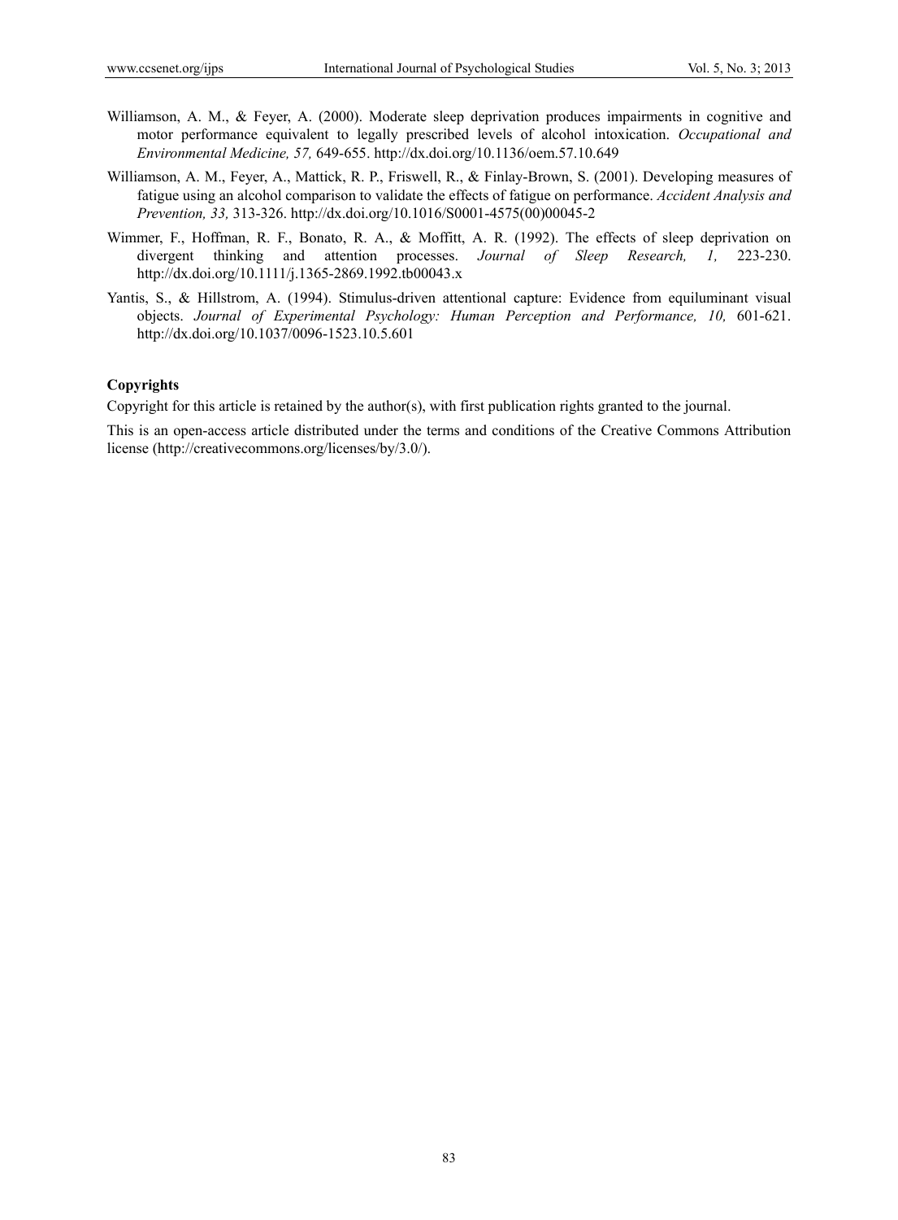Williamson, A. M., & Feyer, A. (2000). Moderate sleep deprivation produces impairments in cognitive and motor performance equivalent to legally prescribed levels of alcohol intoxication. *Occupational and Environmental Medicine, 57,* 649-655. http://dx.doi.org/10.1136/oem.57.10.649

Williamson, A. M., Feyer, A., Mattick, R. P., Friswell, R., & Finlay-Brown, S. (2001). Developing measures of fatigue using an alcohol comparison to validate the effects of fatigue on performance. *Accident Analysis and Prevention, 33,* 313-326. http://dx.doi.org/10.1016/S0001-4575(00)00045-2

Wimmer, F., Hoffman, R. F., Bonato, R. A., & Moffitt, A. R. (1992). The effects of sleep deprivation on divergent thinking and attention processes. *Journal of Sleep Research, 1,* 223-230. http://dx.doi.org/10.1111/j.1365-2869.1992.tb00043.x

Yantis, S., & Hillstrom, A. (1994). Stimulus-driven attentional capture: Evidence from equiluminant visual objects. *Journal of Experimental Psychology: Human Perception and Performance, 10,* 601-621. http://dx.doi.org/10.1037/0096-1523.10.5.601

**Copyrights**

Copyright for this article is retained by the author(s), with first publication rights granted to the journal.

This is an open-access article distributed under the terms and conditions of the Creative Commons Attribution license (http://creativecommons.org/licenses/by/3.0/).